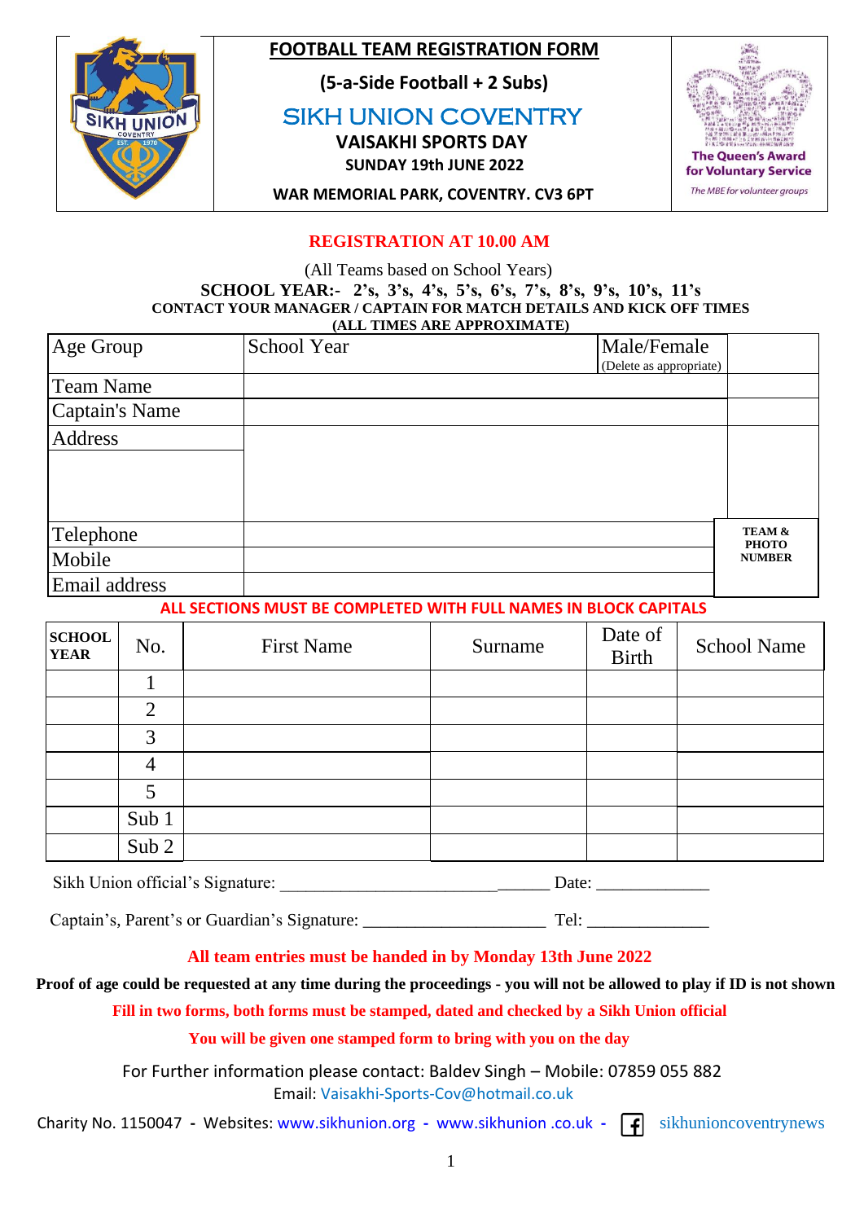# FOOTBALL TEAM REGISTRATION FORM

**(5-a-Side Football + 2 Subs)**

## SIKH UNION COVENTRY

**VAISAKHI SPORTS DAY**

**SUNDAY 19th JUNE 2022**

**WAR MEMORIAL PARK, COVENTRY. CV3 6PT**

The Queen's Award for Voluntary Service
*The MBE for volunteer groups*

**REGISTRATION AT 10.00 AM**

(All Teams based on School Years)

**SCHOOL YEAR:- 2's, 3's, 4's, 5's, 6's, 7's, 8's, 9's, 10's, 11's**

**CONTACT YOUR MANAGER / CAPTAIN FOR MATCH DETAILS AND KICK OFF TIMES**

**(ALL TIMES ARE APPROXIMATE)**

| Age Group | School Year | Male/Female (Delete as appropriate) | |
|---|---|---|---|
| Team Name | | | |
| Captain's Name | | | |
| Address | | | |
| Telephone | | | **TEAM & PHOTO NUMBER** |
| Mobile | | | |
| Email address | | | |

**ALL SECTIONS MUST BE COMPLETED WITH FULL NAMES IN BLOCK CAPITALS**

| SCHOOL YEAR | No. | First Name | Surname | Date of Birth | School Name |
|---|---|---|---|---|---|
| | 1 | | | | |
| | 2 | | | | |
| | 3 | | | | |
| | 4 | | | | |
| | 5 | | | | |
| | Sub 1 | | | | |
| | Sub 2 | | | | |

Sikh Union official's Signature: ______________________________ Date: _____________

Captain's, Parent's or Guardian's Signature: _____________________ Tel: ______________

**All team entries must be handed in by Monday 13th June 2022**

**Proof of age could be requested at any time during the proceedings - you will not be allowed to play if ID is not shown**

**Fill in two forms, both forms must be stamped, dated and checked by a Sikh Union official**

**You will be given one stamped form to bring with you on the day**

For Further information please contact: Baldev Singh – Mobile: 07859 055 882

Email: Vaisakhi-Sports-Cov@hotmail.co.uk

Charity No. 1150047 - Websites: www.sikhunion.org - www.sikhunion .co.uk - sikhunioncoventrynews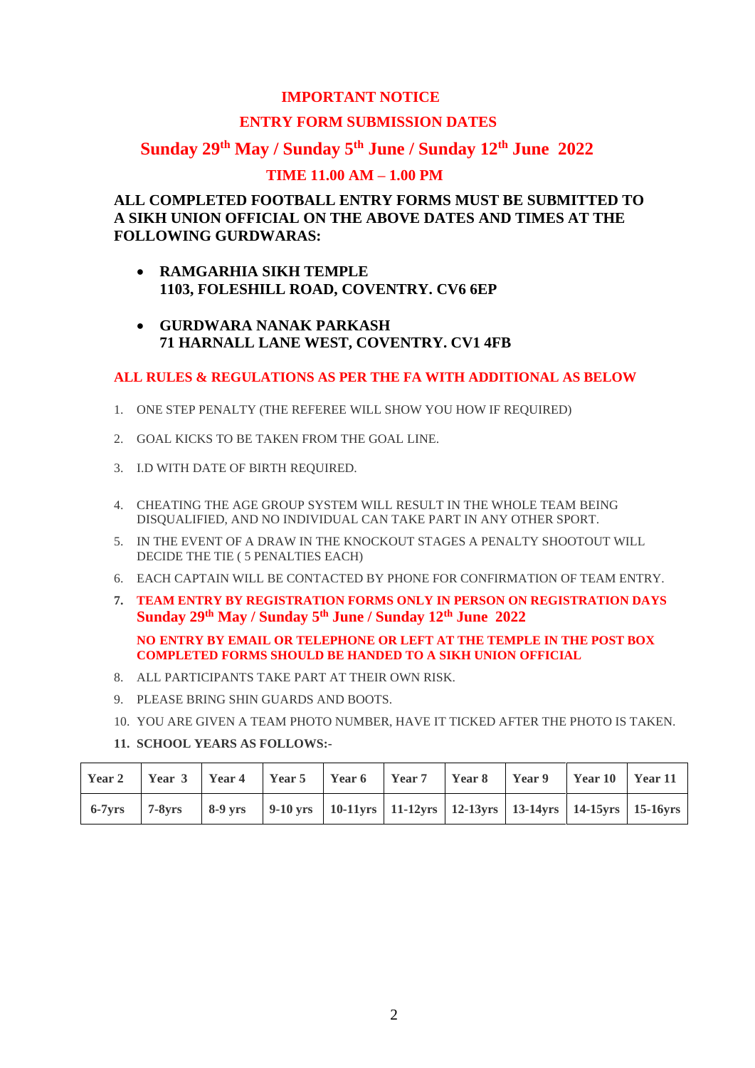# IMPORTANT NOTICE

## ENTRY FORM SUBMISSION DATES

## Sunday 29th May / Sunday 5th June / Sunday 12th June 2022

### TIME 11.00 AM – 1.00 PM

**ALL COMPLETED FOOTBALL ENTRY FORMS MUST BE SUBMITTED TO A SIKH UNION OFFICIAL ON THE ABOVE DATES AND TIMES AT THE FOLLOWING GURDWARAS:**

- **RAMGARHIA SIKH TEMPLE**
  **1103, FOLESHILL ROAD, COVENTRY. CV6 6EP**

- **GURDWARA NANAK PARKASH**
  **71 HARNALL LANE WEST, COVENTRY. CV1 4FB**

**ALL RULES & REGULATIONS AS PER THE FA WITH ADDITIONAL AS BELOW**

1. ONE STEP PENALTY (THE REFEREE WILL SHOW YOU HOW IF REQUIRED)
2. GOAL KICKS TO BE TAKEN FROM THE GOAL LINE.
3. I.D WITH DATE OF BIRTH REQUIRED.
4. CHEATING THE AGE GROUP SYSTEM WILL RESULT IN THE WHOLE TEAM BEING DISQUALIFIED, AND NO INDIVIDUAL CAN TAKE PART IN ANY OTHER SPORT.
5. IN THE EVENT OF A DRAW IN THE KNOCKOUT STAGES A PENALTY SHOOTOUT WILL DECIDE THE TIE ( 5 PENALTIES EACH)
6. EACH CAPTAIN WILL BE CONTACTED BY PHONE FOR CONFIRMATION OF TEAM ENTRY.
7. **TEAM ENTRY BY REGISTRATION FORMS ONLY IN PERSON ON REGISTRATION DAYS Sunday 29th May / Sunday 5th June / Sunday 12th June 2022**

   **NO ENTRY BY EMAIL OR TELEPHONE OR LEFT AT THE TEMPLE IN THE POST BOX COMPLETED FORMS SHOULD BE HANDED TO A SIKH UNION OFFICIAL**
8. ALL PARTICIPANTS TAKE PART AT THEIR OWN RISK.
9. PLEASE BRING SHIN GUARDS AND BOOTS.
10. YOU ARE GIVEN A TEAM PHOTO NUMBER, HAVE IT TICKED AFTER THE PHOTO IS TAKEN.
11. **SCHOOL YEARS AS FOLLOWS:-**

| Year 2 | Year 3 | Year 4 | Year 5 | Year 6 | Year 7 | Year 8 | Year 9 | Year 10 | Year 11 |
|---|---|---|---|---|---|---|---|---|---|
| 6-7yrs | 7-8yrs | 8-9 yrs | 9-10 yrs | 10-11yrs | 11-12yrs | 12-13yrs | 13-14yrs | 14-15yrs | 15-16yrs |